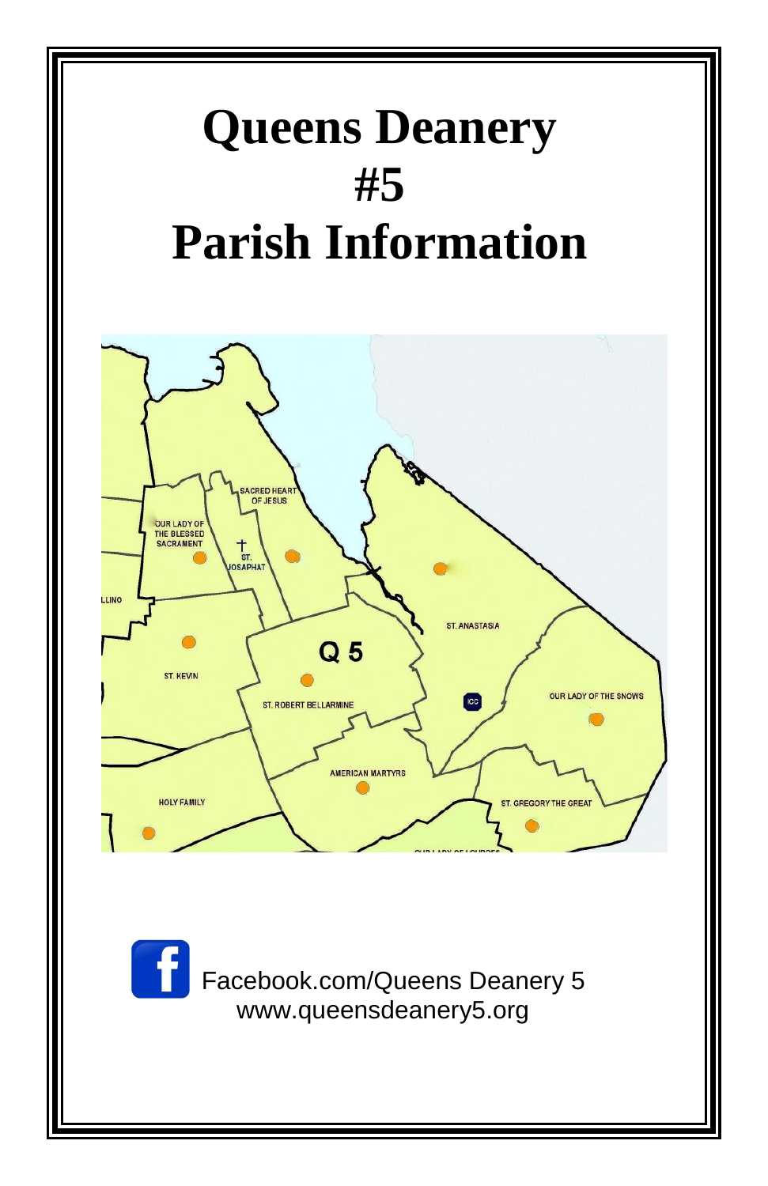# Queens Deanery
# #5
# Parish Information

Facebook.com/Queens Deanery 5
www.queensdeanery5.org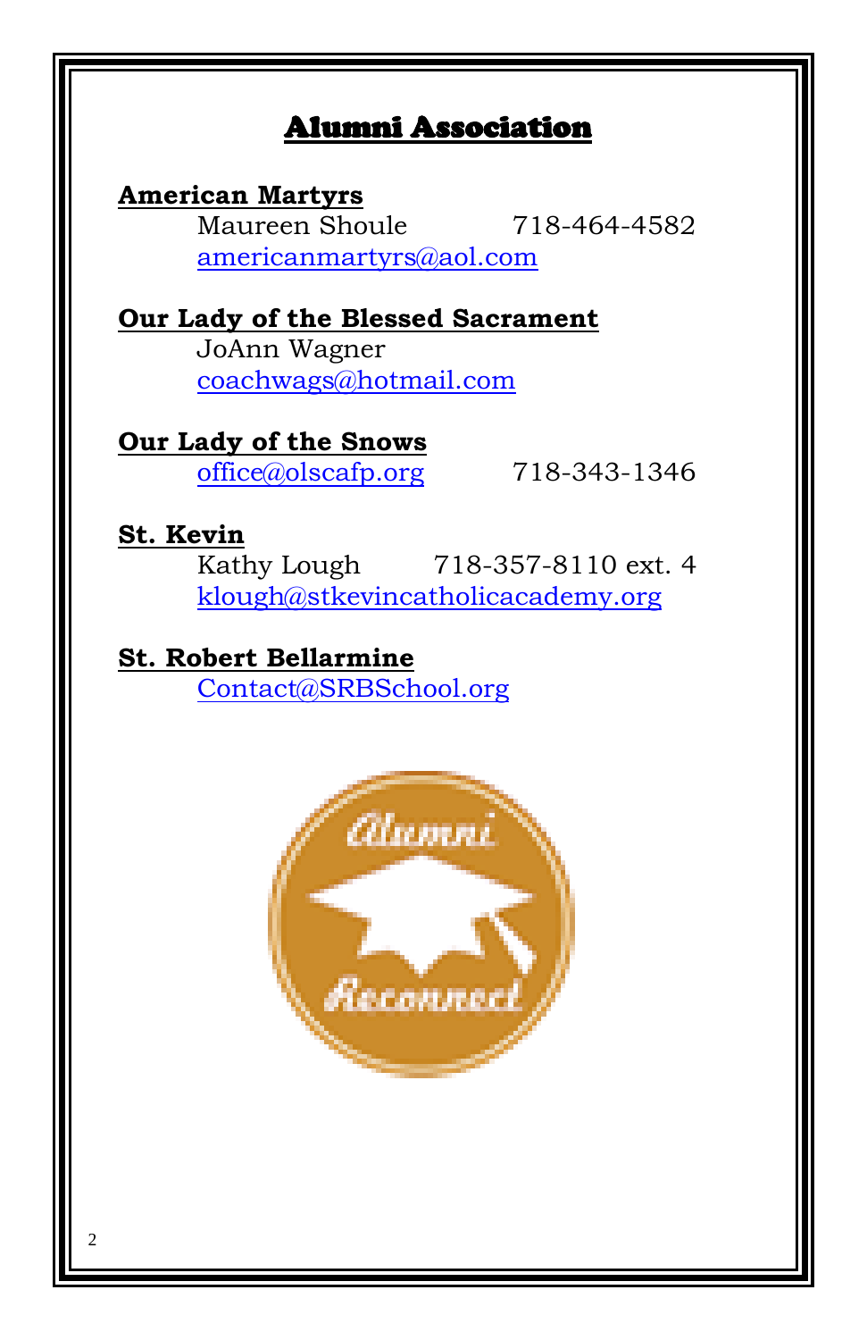# Alumni Association

**American Martyrs**
Maureen Shoule 718-464-4582
americanmartyrs@aol.com

**Our Lady of the Blessed Sacrament**
JoAnn Wagner
coachwags@hotmail.com

**Our Lady of the Snows**
office@olscafp.org 718-343-1346

**St. Kevin**
Kathy Lough 718-357-8110 ext. 4
klough@stkevincatholicacademy.org

**St. Robert Bellarmine**
Contact@SRBSchool.org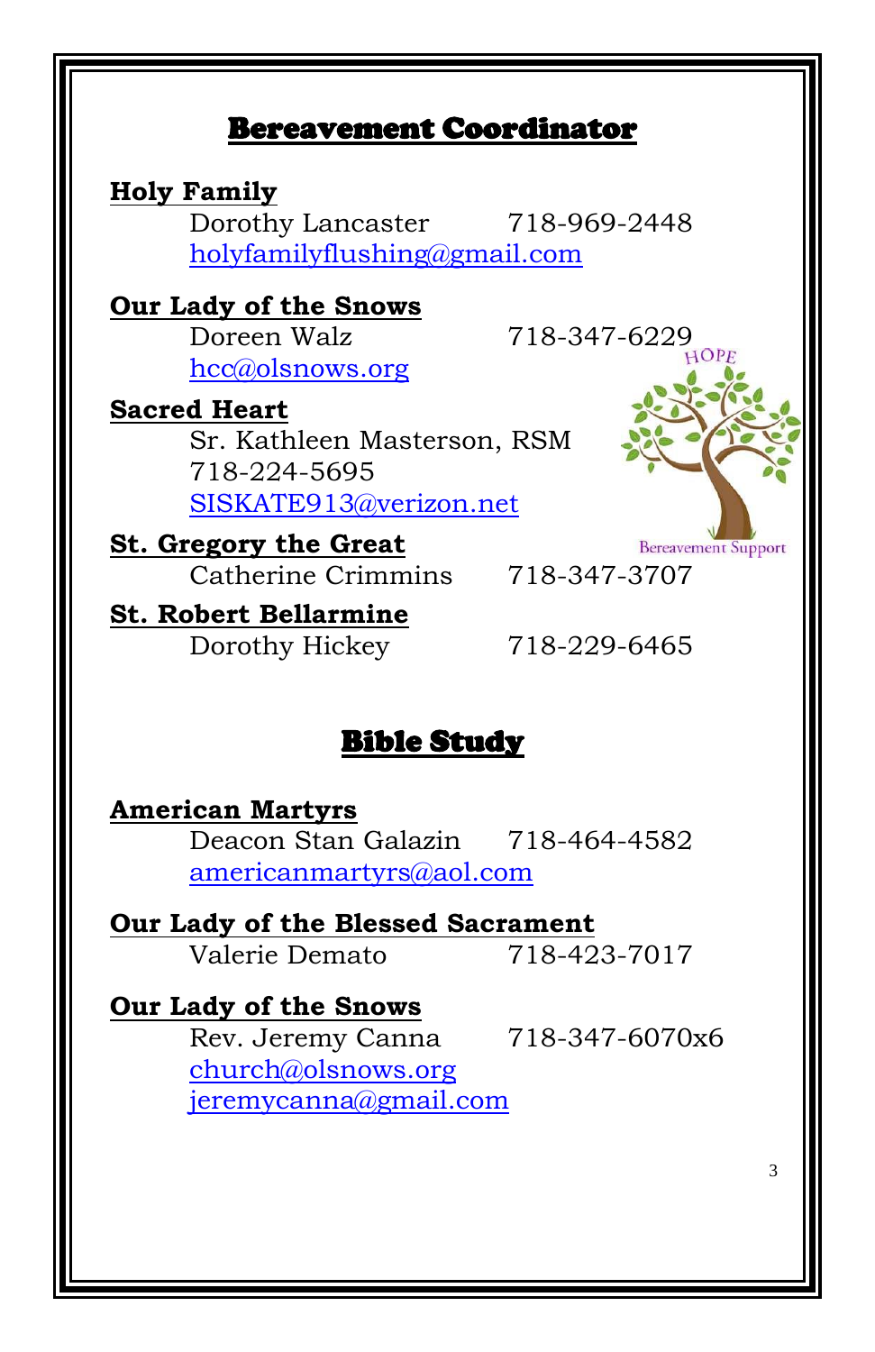## Bereavement Coordinator

**Holy Family**
Dorothy Lancaster 718-969-2448
holyfamilyflushing@gmail.com

**Our Lady of the Snows**
Doreen Walz 718-347-6229
hcc@olsnows.org

**Sacred Heart**
Sr. Kathleen Masterson, RSM
718-224-5695
SISKATE913@verizon.net

**St. Gregory the Great**
Catherine Crimmins 718-347-3707

**St. Robert Bellarmine**
Dorothy Hickey 718-229-6465

## Bible Study

**American Martyrs**
Deacon Stan Galazin 718-464-4582
americanmartyrs@aol.com

**Our Lady of the Blessed Sacrament**
Valerie Demato 718-423-7017

**Our Lady of the Snows**
Rev. Jeremy Canna 718-347-6070x6
church@olsnows.org
jeremycanna@gmail.com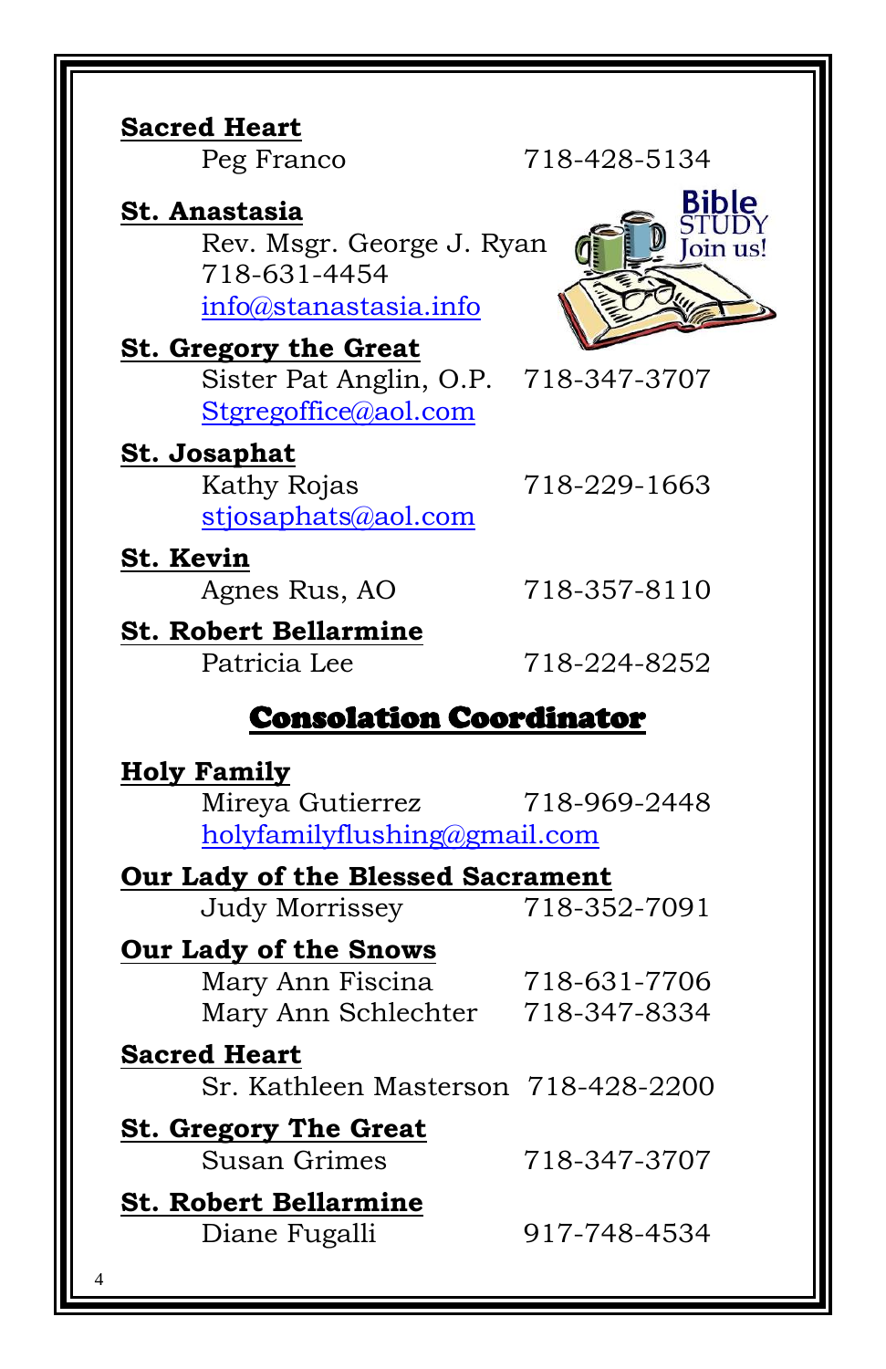**Sacred Heart**

Peg Franco 718-428-5134

**St. Anastasia**

Rev. Msgr. George J. Ryan
718-631-4454
info@stanastasia.info

**St. Gregory the Great**

Sister Pat Anglin, O.P. 718-347-3707
Stgregoffice@aol.com

**St. Josaphat**

Kathy Rojas 718-229-1663
stjosaphats@aol.com

**St. Kevin**

Agnes Rus, AO 718-357-8110

**St. Robert Bellarmine**

Patricia Lee 718-224-8252

## Consolation Coordinator

**Holy Family**

Mireya Gutierrez 718-969-2448
holyfamilyflushing@gmail.com

**Our Lady of the Blessed Sacrament**

Judy Morrissey 718-352-7091

**Our Lady of the Snows**

Mary Ann Fiscina 718-631-7706
Mary Ann Schlechter 718-347-8334

**Sacred Heart**

Sr. Kathleen Masterson 718-428-2200

**St. Gregory The Great**

Susan Grimes 718-347-3707

**St. Robert Bellarmine**

Diane Fugalli 917-748-4534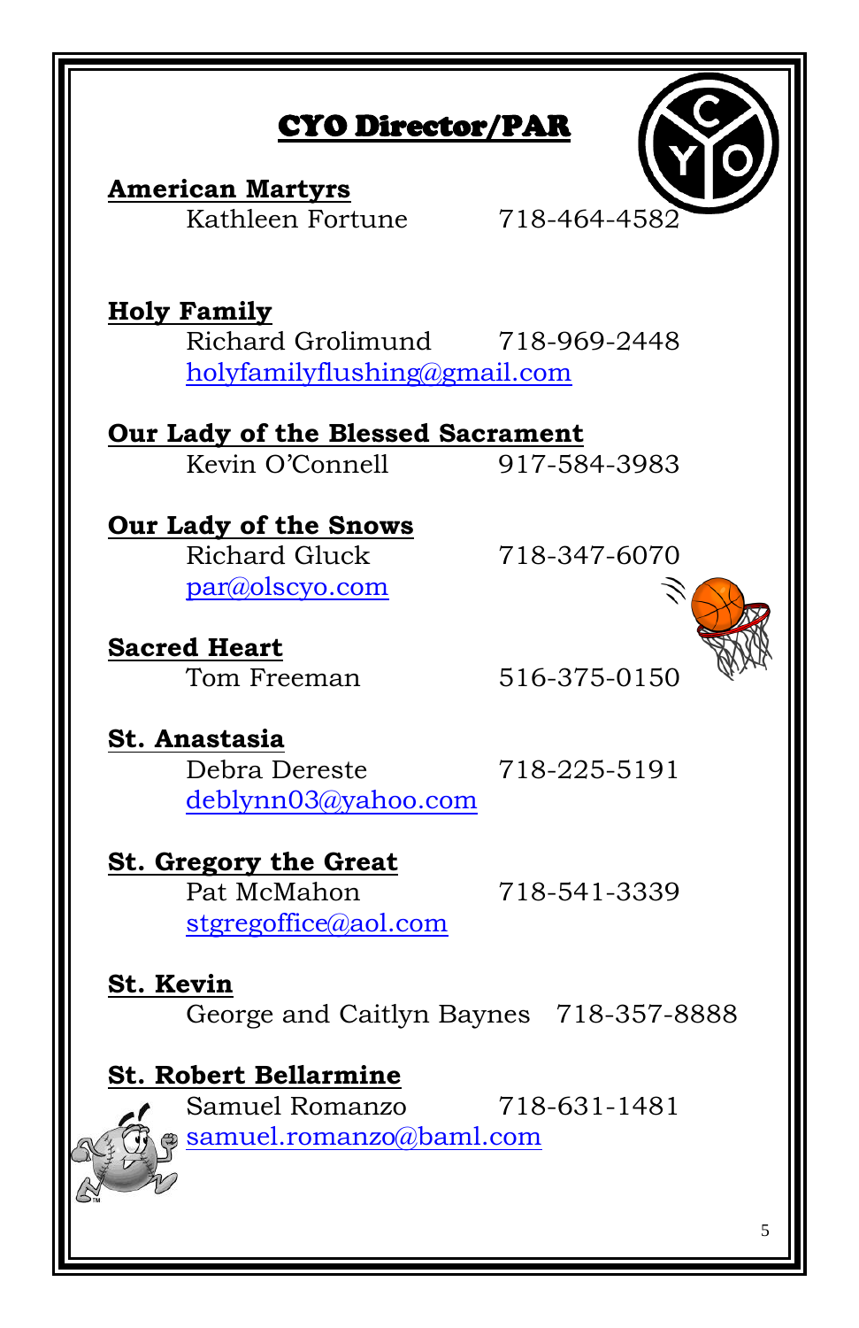# CYO Director/PAR

**American Martyrs**
Kathleen Fortune 718-464-4582

**Holy Family**
Richard Grolimund 718-969-2448
holyfamilyflushing@gmail.com

**Our Lady of the Blessed Sacrament**
Kevin O'Connell 917-584-3983

**Our Lady of the Snows**
Richard Gluck 718-347-6070
par@olscyo.com

**Sacred Heart**
Tom Freeman 516-375-0150

**St. Anastasia**
Debra Dereste 718-225-5191
deblynn03@yahoo.com

**St. Gregory the Great**
Pat McMahon 718-541-3339
stgregoffice@aol.com

**St. Kevin**
George and Caitlyn Baynes 718-357-8888

**St. Robert Bellarmine**
Samuel Romanzo 718-631-1481
samuel.romanzo@baml.com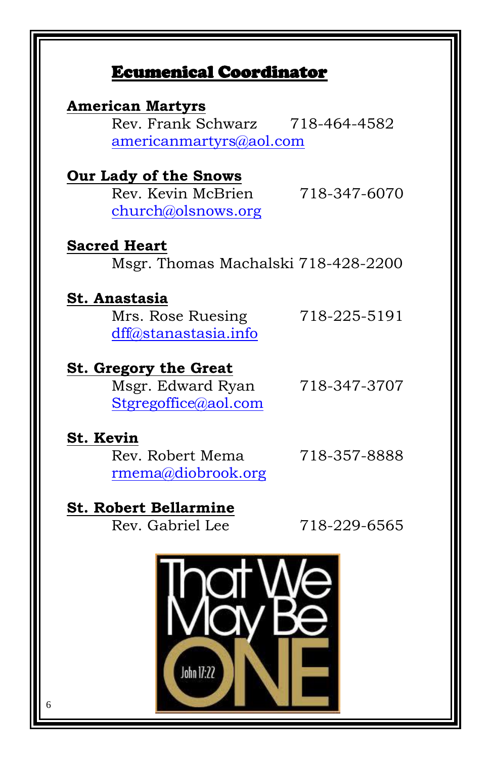## Ecumenical Coordinator

**American Martyrs**

Rev. Frank Schwarz 718-464-4582
americanmartyrs@aol.com

**Our Lady of the Snows**

Rev. Kevin McBrien 718-347-6070
church@olsnows.org

**Sacred Heart**

Msgr. Thomas Machalski 718-428-2200

**St. Anastasia**

Mrs. Rose Ruesing 718-225-5191
dff@stanastasia.info

**St. Gregory the Great**

Msgr. Edward Ryan 718-347-3707
Stgregoffice@aol.com

**St. Kevin**

Rev. Robert Mema 718-357-8888
rmema@diobrook.org

**St. Robert Bellarmine**

Rev. Gabriel Lee 718-229-6565

That We May Be ONE
John 17:22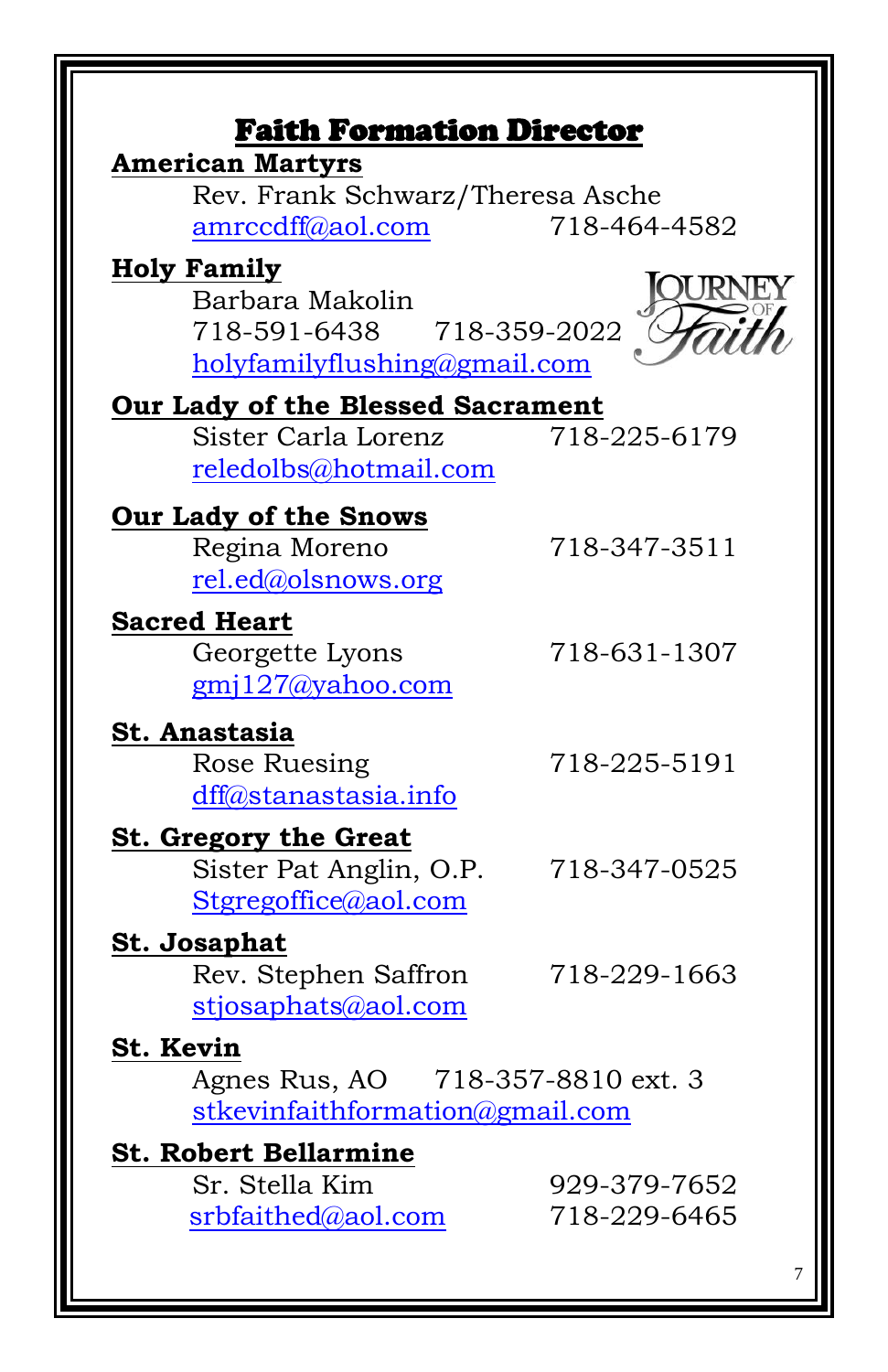# Faith Formation Director

**American Martyrs**

Rev. Frank Schwarz/Theresa Asche
amrccdff@aol.com 718-464-4582

**Holy Family**

Barbara Makolin
718-591-6438 718-359-2022
holyfamilyflushing@gmail.com

**Our Lady of the Blessed Sacrament**

Sister Carla Lorenz 718-225-6179
reledolbs@hotmail.com

**Our Lady of the Snows**

Regina Moreno 718-347-3511
rel.ed@olsnows.org

**Sacred Heart**

Georgette Lyons 718-631-1307
gmj127@yahoo.com

**St. Anastasia**

Rose Ruesing 718-225-5191
dff@stanastasia.info

**St. Gregory the Great**

Sister Pat Anglin, O.P. 718-347-0525
Stgregoffice@aol.com

**St. Josaphat**

Rev. Stephen Saffron 718-229-1663
stjosaphats@aol.com

**St. Kevin**

Agnes Rus, AO 718-357-8810 ext. 3
stkevinfaithformation@gmail.com

**St. Robert Bellarmine**

Sr. Stella Kim 929-379-7652
srbfaithed@aol.com 718-229-6465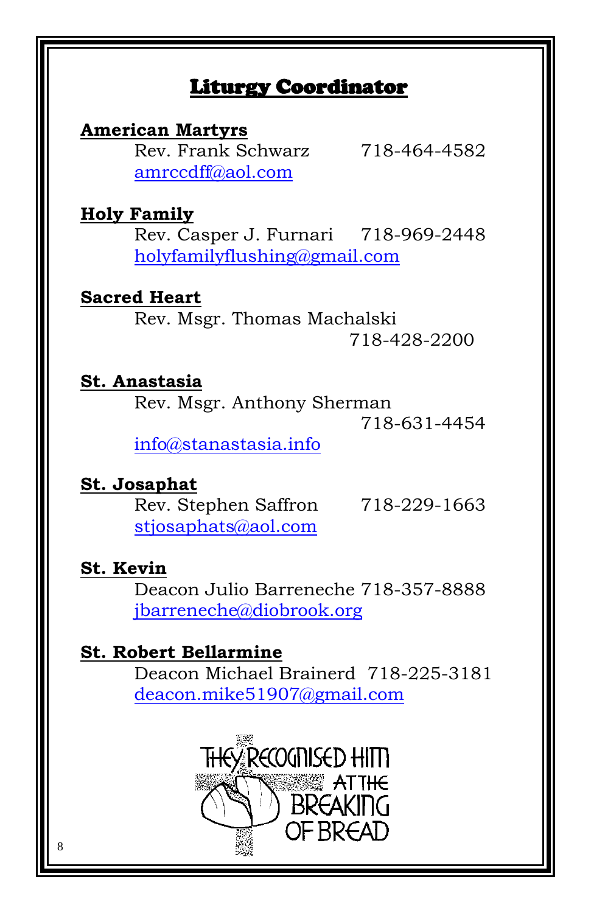## Liturgy Coordinator

**American Martyrs**
Rev. Frank Schwarz 718-464-4582
amrccdff@aol.com

**Holy Family**
Rev. Casper J. Furnari 718-969-2448
holyfamilyflushing@gmail.com

**Sacred Heart**
Rev. Msgr. Thomas Machalski
718-428-2200

**St. Anastasia**
Rev. Msgr. Anthony Sherman
718-631-4454
info@stanastasia.info

**St. Josaphat**
Rev. Stephen Saffron 718-229-1663
stjosaphats@aol.com

**St. Kevin**
Deacon Julio Barreneche 718-357-8888
jbarreneche@diobrook.org

**St. Robert Bellarmine**
Deacon Michael Brainerd 718-225-3181
deacon.mike51907@gmail.com

THEY RECOGNISED HIM AT THE BREAKING OF BREAD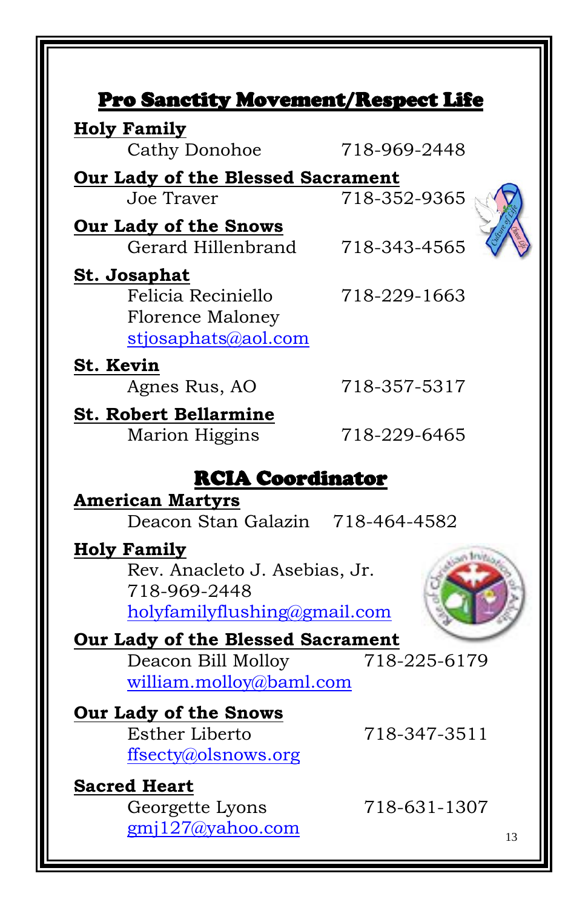## Pro Sanctity Movement/Respect Life

**Holy Family**
Cathy Donohoe 718-969-2448

**Our Lady of the Blessed Sacrament**
Joe Traver 718-352-9365

**Our Lady of the Snows**
Gerard Hillenbrand 718-343-4565

**St. Josaphat**
Felicia Reciniello 718-229-1663
Florence Maloney
stjosaphats@aol.com

**St. Kevin**
Agnes Rus, AO 718-357-5317

**St. Robert Bellarmine**
Marion Higgins 718-229-6465

## RCIA Coordinator

**American Martyrs**
Deacon Stan Galazin 718-464-4582

**Holy Family**
Rev. Anacleto J. Asebias, Jr.
718-969-2448
holyfamilyflushing@gmail.com

**Our Lady of the Blessed Sacrament**
Deacon Bill Molloy 718-225-6179
william.molloy@baml.com

**Our Lady of the Snows**
Esther Liberto 718-347-3511
ffsecty@olsnows.org

**Sacred Heart**
Georgette Lyons 718-631-1307
gmj127@yahoo.com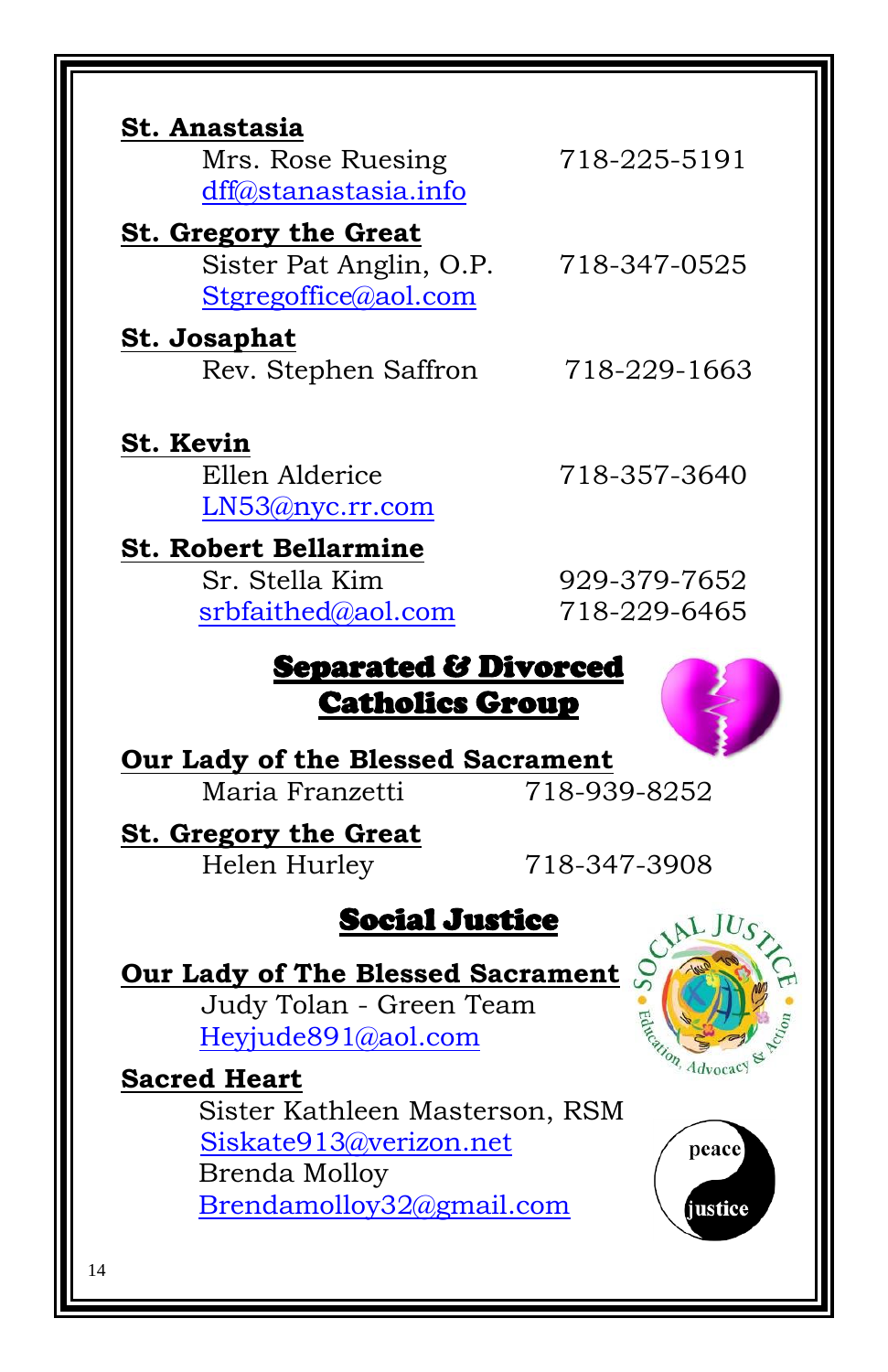**St. Anastasia**

Mrs. Rose Ruesing 718-225-5191
dff@stanastasia.info

**St. Gregory the Great**

Sister Pat Anglin, O.P. 718-347-0525
Stgregoffice@aol.com

**St. Josaphat**

Rev. Stephen Saffron 718-229-1663

**St. Kevin**

Ellen Alderice 718-357-3640
LN53@nyc.rr.com

**St. Robert Bellarmine**

Sr. Stella Kim 929-379-7652
srbfaithed@aol.com 718-229-6465

## Separated & Divorced Catholics Group

**Our Lady of the Blessed Sacrament**

Maria Franzetti 718-939-8252

**St. Gregory the Great**

Helen Hurley 718-347-3908

## Social Justice

**Our Lady of The Blessed Sacrament**

Judy Tolan - Green Team
Heyjude891@aol.com

**Sacred Heart**

Sister Kathleen Masterson, RSM
Siskate913@verizon.net
Brenda Molloy
Brendamolloy32@gmail.com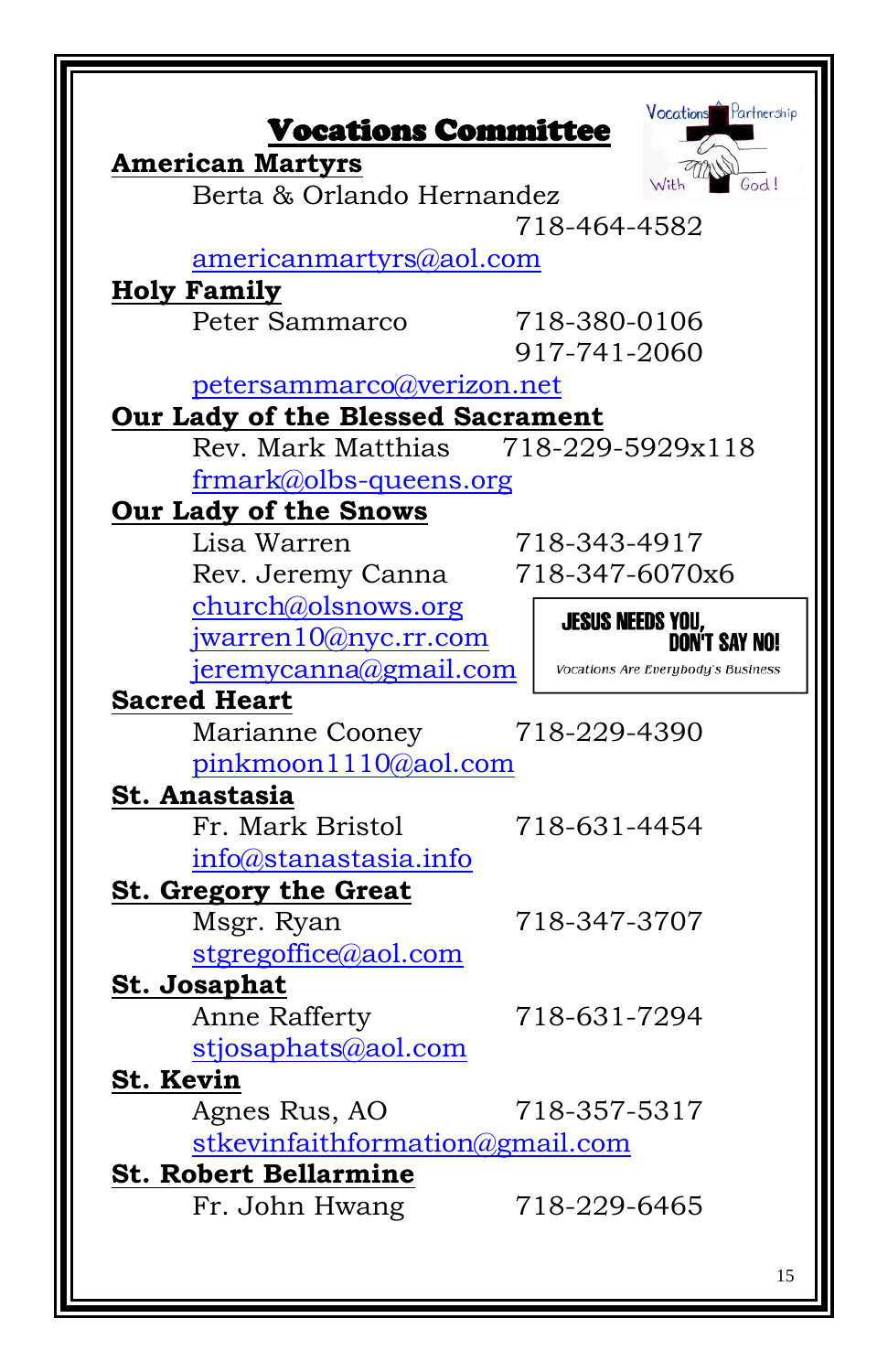# Vocations Committee

Vocations Partnership With God!

**American Martyrs**

Berta & Orlando Hernandez 718-464-4582

americanmartyrs@aol.com

**Holy Family**

Peter Sammarco 718-380-0106

917-741-2060

petersammarco@verizon.net

**Our Lady of the Blessed Sacrament**

Rev. Mark Matthias 718-229-5929x118

frmark@olbs-queens.org

**Our Lady of the Snows**

Lisa Warren 718-343-4917

Rev. Jeremy Canna 718-347-6070x6

church@olsnows.org

jwarren10@nyc.rr.com

jeremycanna@gmail.com

> **JESUS NEEDS YOU, DON'T SAY NO!**
>
> *Vocations Are Everybody's Business*

**Sacred Heart**

Marianne Cooney 718-229-4390

pinkmoon1110@aol.com

**St. Anastasia**

Fr. Mark Bristol 718-631-4454

info@stanastasia.info

**St. Gregory the Great**

Msgr. Ryan 718-347-3707

stgregoffice@aol.com

**St. Josaphat**

Anne Rafferty 718-631-7294

stjosaphats@aol.com

**St. Kevin**

Agnes Rus, AO 718-357-5317

stkevinfaithformation@gmail.com

**St. Robert Bellarmine**

Fr. John Hwang 718-229-6465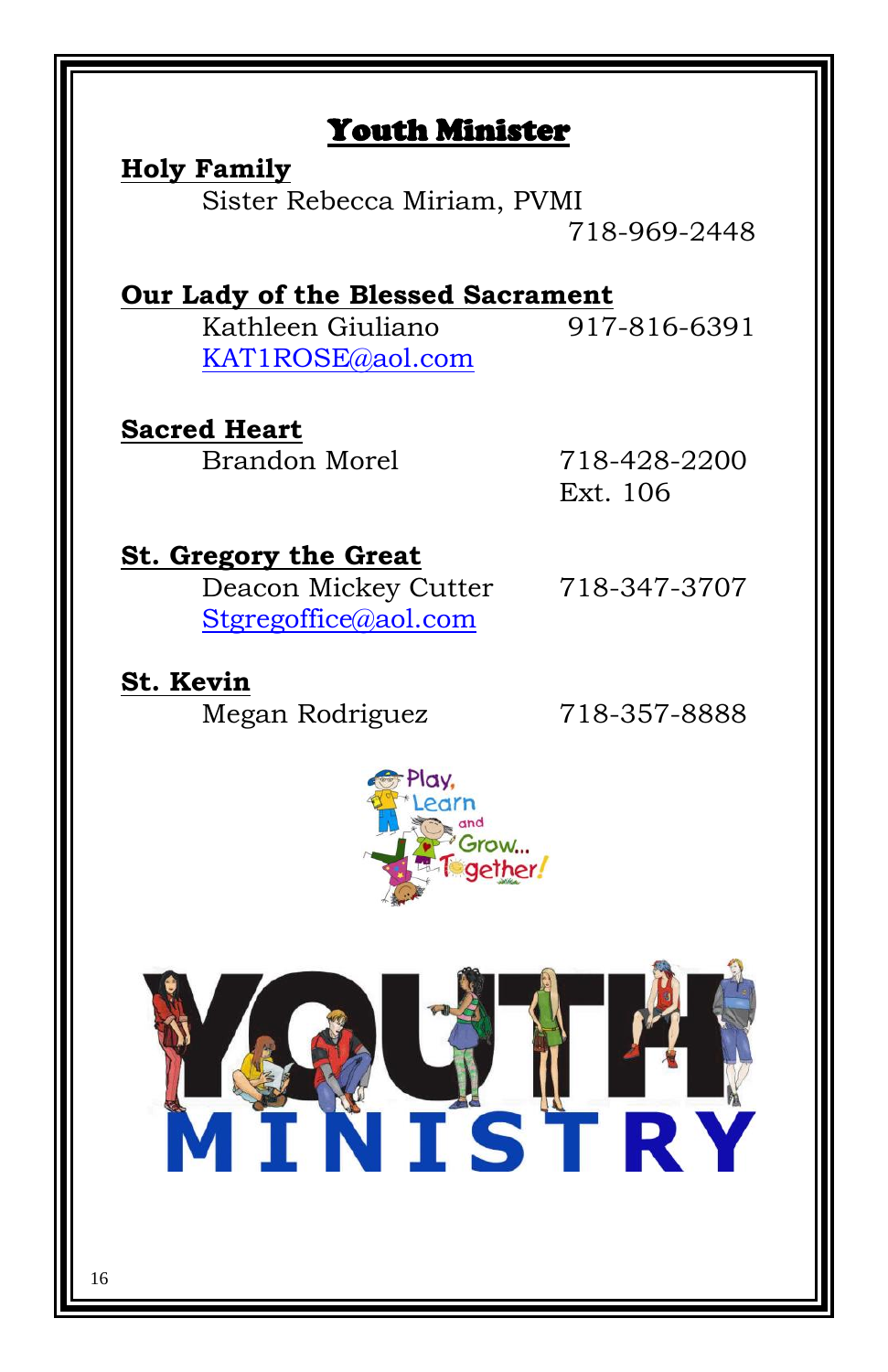# Youth Minister

**Holy Family**

Sister Rebecca Miriam, PVMI
718-969-2448

**Our Lady of the Blessed Sacrament**

Kathleen Giuliano 917-816-6391
KAT1ROSE@aol.com

**Sacred Heart**

Brandon Morel 718-428-2200
Ext. 106

**St. Gregory the Great**

Deacon Mickey Cutter 718-347-3707
Stgregoffice@aol.com

**St. Kevin**

Megan Rodriguez 718-357-8888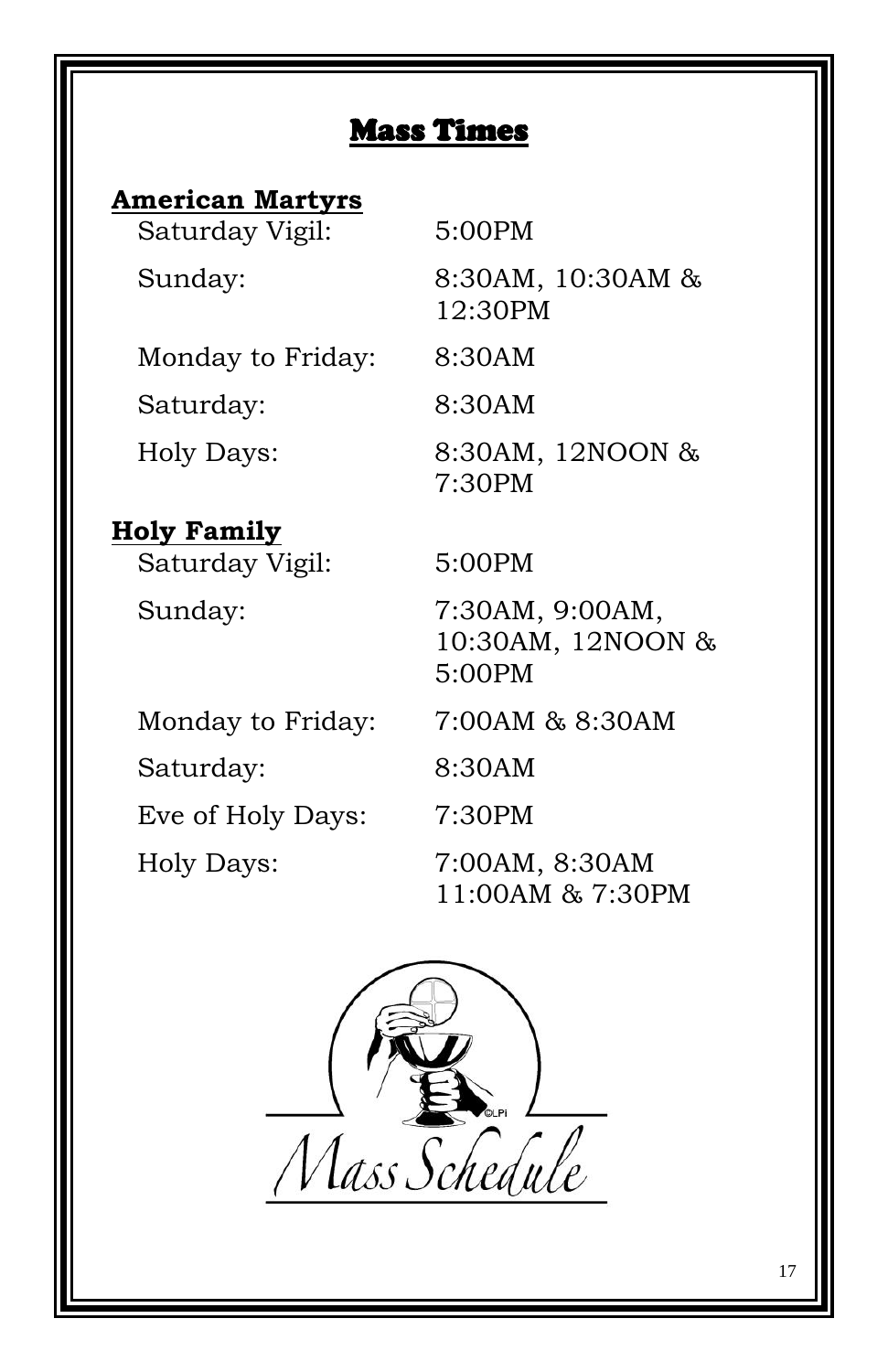# Mass Times

## American Martyrs

| | |
|---|---|
| Saturday Vigil: | 5:00PM |
| Sunday: | 8:30AM, 10:30AM & 12:30PM |
| Monday to Friday: | 8:30AM |
| Saturday: | 8:30AM |
| Holy Days: | 8:30AM, 12NOON & 7:30PM |

## Holy Family

| | |
|---|---|
| Saturday Vigil: | 5:00PM |
| Sunday: | 7:30AM, 9:00AM, 10:30AM, 12NOON & 5:00PM |
| Monday to Friday: | 7:00AM & 8:30AM |
| Saturday: | 8:30AM |
| Eve of Holy Days: | 7:30PM |
| Holy Days: | 7:00AM, 8:30AM 11:00AM & 7:30PM |

Mass Schedule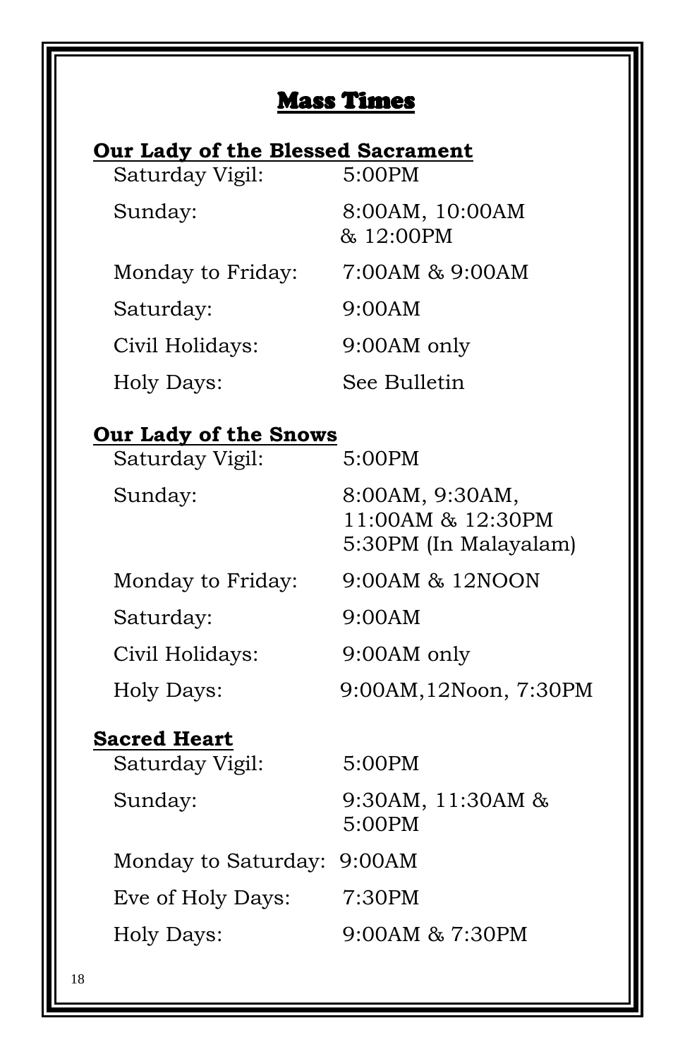# Mass Times

## Our Lady of the Blessed Sacrament

| | |
|---|---|
| Saturday Vigil: | 5:00PM |
| Sunday: | 8:00AM, 10:00AM & 12:00PM |
| Monday to Friday: | 7:00AM & 9:00AM |
| Saturday: | 9:00AM |
| Civil Holidays: | 9:00AM only |
| Holy Days: | See Bulletin |

## Our Lady of the Snows

| | |
|---|---|
| Saturday Vigil: | 5:00PM |
| Sunday: | 8:00AM, 9:30AM, 11:00AM & 12:30PM 5:30PM (In Malayalam) |
| Monday to Friday: | 9:00AM & 12NOON |
| Saturday: | 9:00AM |
| Civil Holidays: | 9:00AM only |
| Holy Days: | 9:00AM,12Noon, 7:30PM |

## Sacred Heart

| | |
|---|---|
| Saturday Vigil: | 5:00PM |
| Sunday: | 9:30AM, 11:30AM & 5:00PM |
| Monday to Saturday: | 9:00AM |
| Eve of Holy Days: | 7:30PM |
| Holy Days: | 9:00AM & 7:30PM |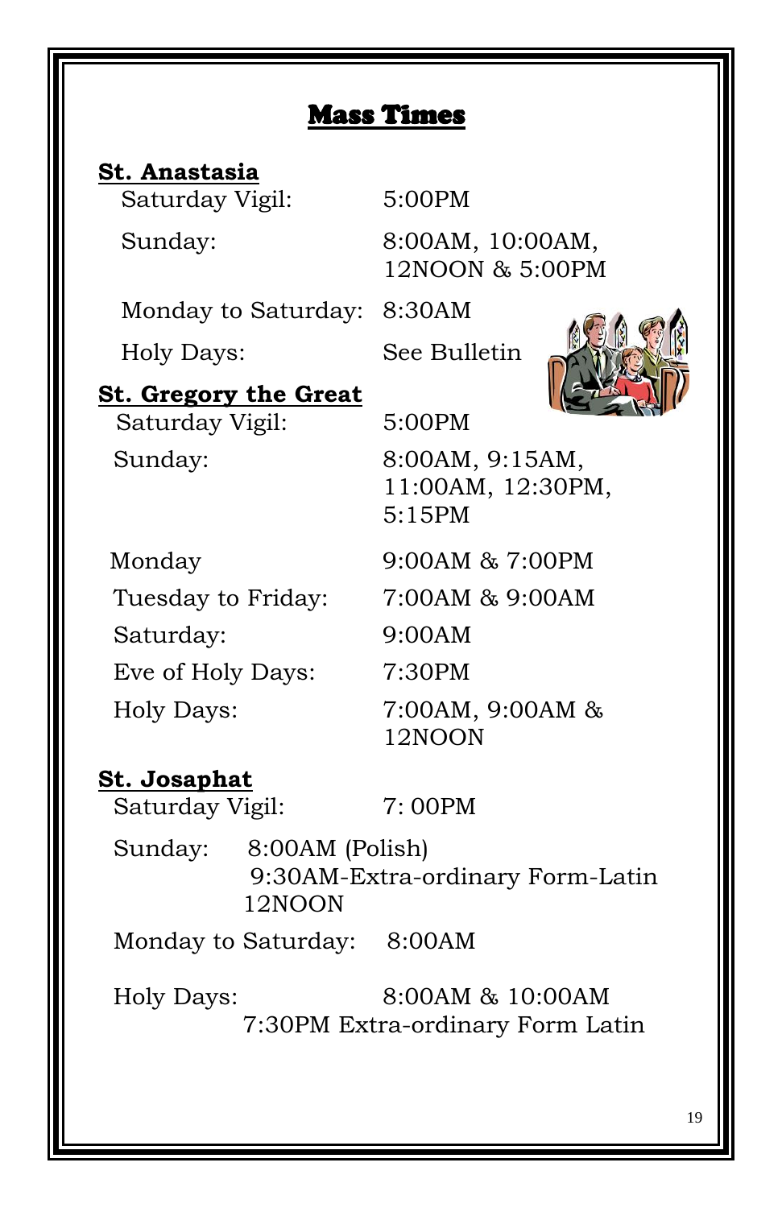# Mass Times

## St. Anastasia

| | |
|---|---|
| Saturday Vigil: | 5:00PM |
| Sunday: | 8:00AM, 10:00AM, 12NOON & 5:00PM |
| Monday to Saturday: | 8:30AM |
| Holy Days: | See Bulletin |

## St. Gregory the Great

| | |
|---|---|
| Saturday Vigil: | 5:00PM |
| Sunday: | 8:00AM, 9:15AM, 11:00AM, 12:30PM, 5:15PM |
| Monday | 9:00AM & 7:00PM |
| Tuesday to Friday: | 7:00AM & 9:00AM |
| Saturday: | 9:00AM |
| Eve of Holy Days: | 7:30PM |
| Holy Days: | 7:00AM, 9:00AM & 12NOON |

## St. Josaphat

Saturday Vigil: 7: 00PM

Sunday: 8:00AM (Polish)
9:30AM-Extra-ordinary Form-Latin
12NOON

Monday to Saturday: 8:00AM

Holy Days: 8:00AM & 10:00AM
7:30PM Extra-ordinary Form Latin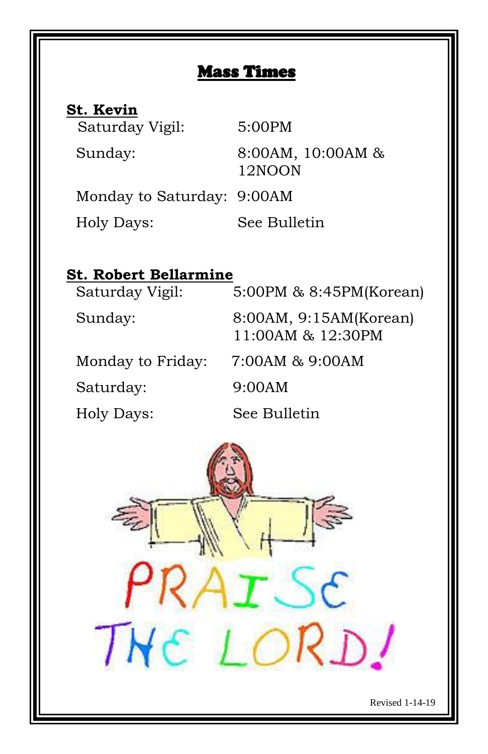# Mass Times

## St. Kevin

| | |
|---|---|
| Saturday Vigil: | 5:00PM |
| Sunday: | 8:00AM, 10:00AM & 12NOON |
| Monday to Saturday: | 9:00AM |
| Holy Days: | See Bulletin |

## St. Robert Bellarmine

| | |
|---|---|
| Saturday Vigil: | 5:00PM & 8:45PM(Korean) |
| Sunday: | 8:00AM, 9:15AM(Korean) 11:00AM & 12:30PM |
| Monday to Friday: | 7:00AM & 9:00AM |
| Saturday: | 9:00AM |
| Holy Days: | See Bulletin |

PRAISE THE LORD!

Revised 1-14-19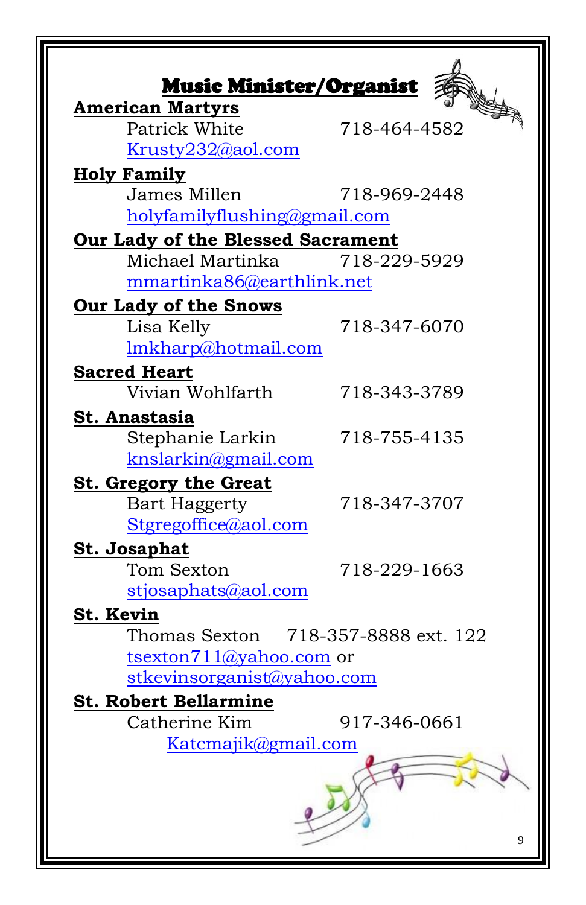# Music Minister/Organist

**American Martyrs**

Patrick White 718-464-4582
Krusty232@aol.com

**Holy Family**

James Millen 718-969-2448
holyfamilyflushing@gmail.com

**Our Lady of the Blessed Sacrament**

Michael Martinka 718-229-5929
mmartinka86@earthlink.net

**Our Lady of the Snows**

Lisa Kelly 718-347-6070
lmkharp@hotmail.com

**Sacred Heart**

Vivian Wohlfarth 718-343-3789

**St. Anastasia**

Stephanie Larkin 718-755-4135
knslarkin@gmail.com

**St. Gregory the Great**

Bart Haggerty 718-347-3707
Stgregoffice@aol.com

**St. Josaphat**

Tom Sexton 718-229-1663
stjosaphats@aol.com

**St. Kevin**

Thomas Sexton 718-357-8888 ext. 122
tsexton711@yahoo.com or
stkevinsorganist@yahoo.com

**St. Robert Bellarmine**

Catherine Kim 917-346-0661
Katcmajik@gmail.com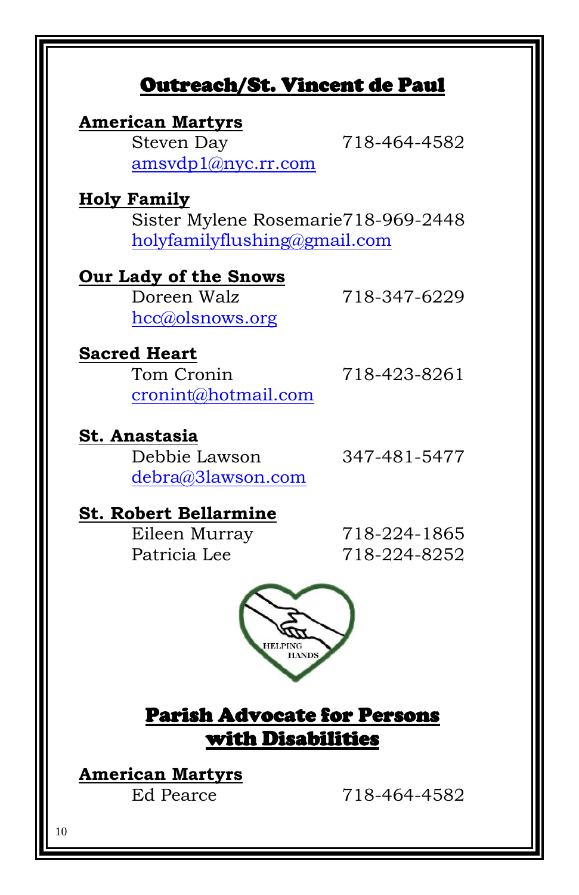## Outreach/St. Vincent de Paul

**American Martyrs**

Steven Day 718-464-4582
amsvdp1@nyc.rr.com

**Holy Family**

Sister Mylene Rosemarie 718-969-2448
holyfamilyflushing@gmail.com

**Our Lady of the Snows**

Doreen Walz 718-347-6229
hcc@olsnows.org

**Sacred Heart**

Tom Cronin 718-423-8261
cronint@hotmail.com

**St. Anastasia**

Debbie Lawson 347-481-5477
debra@3lawson.com

**St. Robert Bellarmine**

Eileen Murray 718-224-1865
Patricia Lee 718-224-8252

## Parish Advocate for Persons with Disabilities

**American Martyrs**

Ed Pearce 718-464-4582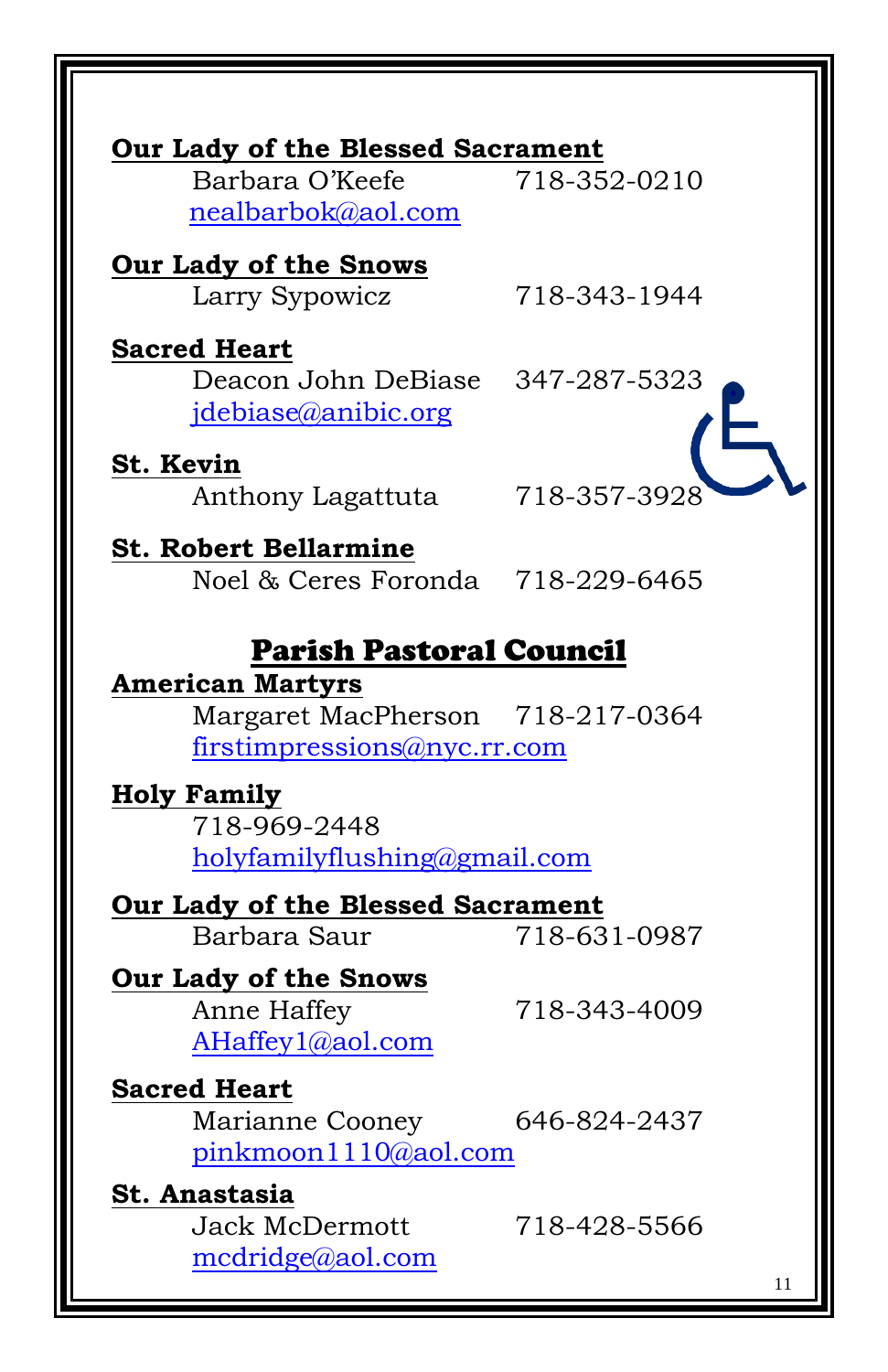**Our Lady of the Blessed Sacrament**
Barbara O'Keefe 718-352-0210
nealbarbok@aol.com

**Our Lady of the Snows**
Larry Sypowicz 718-343-1944

**Sacred Heart**
Deacon John DeBiase 347-287-5323
jdebiase@anibic.org

**St. Kevin**
Anthony Lagattuta 718-357-3928

**St. Robert Bellarmine**
Noel & Ceres Foronda 718-229-6465

## Parish Pastoral Council

**American Martyrs**
Margaret MacPherson 718-217-0364
firstimpressions@nyc.rr.com

**Holy Family**
718-969-2448
holyfamilyflushing@gmail.com

**Our Lady of the Blessed Sacrament**
Barbara Saur 718-631-0987

**Our Lady of the Snows**
Anne Haffey 718-343-4009
AHaffey1@aol.com

**Sacred Heart**
Marianne Cooney 646-824-2437
pinkmoon1110@aol.com

**St. Anastasia**
Jack McDermott 718-428-5566
mcdridge@aol.com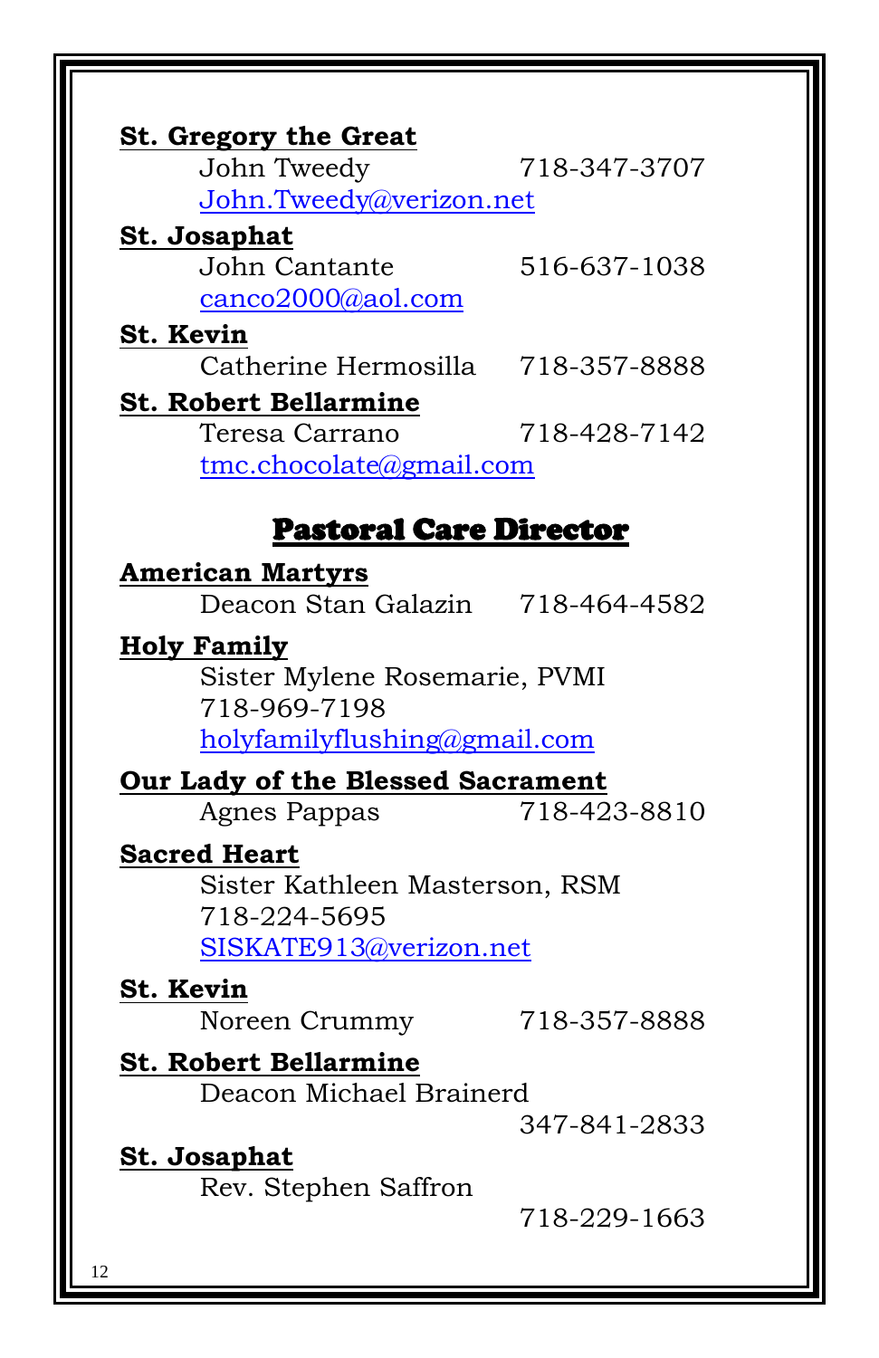**St. Gregory the Great**

John Tweedy 718-347-3707
John.Tweedy@verizon.net

**St. Josaphat**

John Cantante 516-637-1038
canco2000@aol.com

**St. Kevin**

Catherine Hermosilla 718-357-8888

**St. Robert Bellarmine**

Teresa Carrano 718-428-7142
tmc.chocolate@gmail.com

## Pastoral Care Director

**American Martyrs**

Deacon Stan Galazin 718-464-4582

**Holy Family**

Sister Mylene Rosemarie, PVMI
718-969-7198
holyfamilyflushing@gmail.com

**Our Lady of the Blessed Sacrament**

Agnes Pappas 718-423-8810

**Sacred Heart**

Sister Kathleen Masterson, RSM
718-224-5695
SISKATE913@verizon.net

**St. Kevin**

Noreen Crummy 718-357-8888

**St. Robert Bellarmine**

Deacon Michael Brainerd
347-841-2833

**St. Josaphat**

Rev. Stephen Saffron
718-229-1663